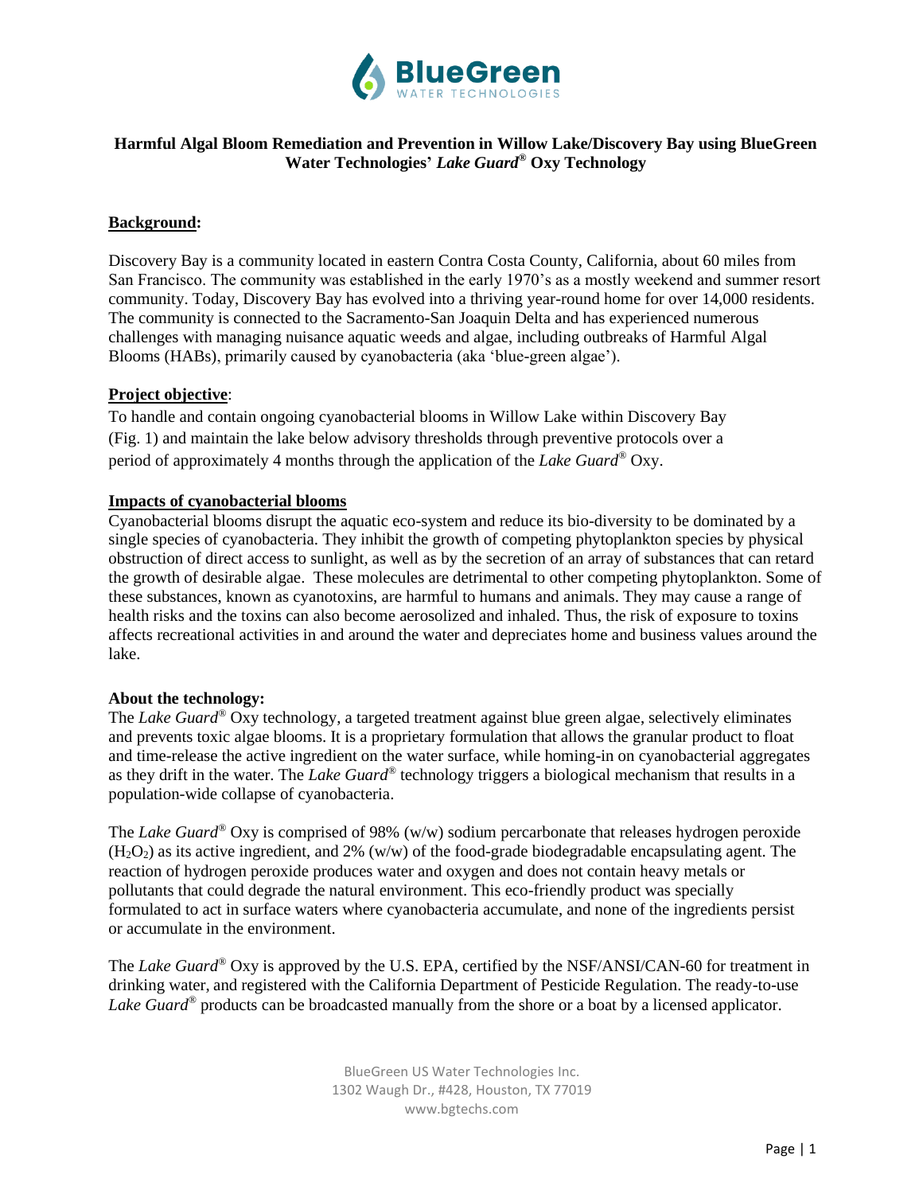# Harmful Algal Bloom Remediation and Prevention in Willow Lake/Discovery Bay using BlueGreen Water Technologies' *Lake Guard*® Oxy Technology

## Background:

Discovery Bay is a community located in eastern Contra Costa County, California, about 60 miles from San Francisco. The community was established in the early 1970's as a mostly weekend and summer resort community. Today, Discovery Bay has evolved into a thriving year-round home for over 14,000 residents. The community is connected to the Sacramento-San Joaquin Delta and has experienced numerous challenges with managing nuisance aquatic weeds and algae, including outbreaks of Harmful Algal Blooms (HABs), primarily caused by cyanobacteria (aka 'blue-green algae').

## Project objective:

To handle and contain ongoing cyanobacterial blooms in Willow Lake within Discovery Bay (Fig. 1) and maintain the lake below advisory thresholds through preventive protocols over a period of approximately 4 months through the application of the *Lake Guard*® Oxy.

## Impacts of cyanobacterial blooms

Cyanobacterial blooms disrupt the aquatic eco-system and reduce its bio-diversity to be dominated by a single species of cyanobacteria. They inhibit the growth of competing phytoplankton species by physical obstruction of direct access to sunlight, as well as by the secretion of an array of substances that can retard the growth of desirable algae. These molecules are detrimental to other competing phytoplankton. Some of these substances, known as cyanotoxins, are harmful to humans and animals. They may cause a range of health risks and the toxins can also become aerosolized and inhaled. Thus, the risk of exposure to toxins affects recreational activities in and around the water and depreciates home and business values around the lake.

## About the technology:

The *Lake Guard*® Oxy technology, a targeted treatment against blue green algae, selectively eliminates and prevents toxic algae blooms. It is a proprietary formulation that allows the granular product to float and time-release the active ingredient on the water surface, while homing-in on cyanobacterial aggregates as they drift in the water. The *Lake Guard*® technology triggers a biological mechanism that results in a population-wide collapse of cyanobacteria.

The *Lake Guard*® Oxy is comprised of 98% (w/w) sodium percarbonate that releases hydrogen peroxide ($H_2O_2$) as its active ingredient, and 2% (w/w) of the food-grade biodegradable encapsulating agent. The reaction of hydrogen peroxide produces water and oxygen and does not contain heavy metals or pollutants that could degrade the natural environment. This eco-friendly product was specially formulated to act in surface waters where cyanobacteria accumulate, and none of the ingredients persist or accumulate in the environment.

The *Lake Guard*® Oxy is approved by the U.S. EPA, certified by the NSF/ANSI/CAN-60 for treatment in drinking water, and registered with the California Department of Pesticide Regulation. The ready-to-use *Lake Guard*® products can be broadcasted manually from the shore or a boat by a licensed applicator.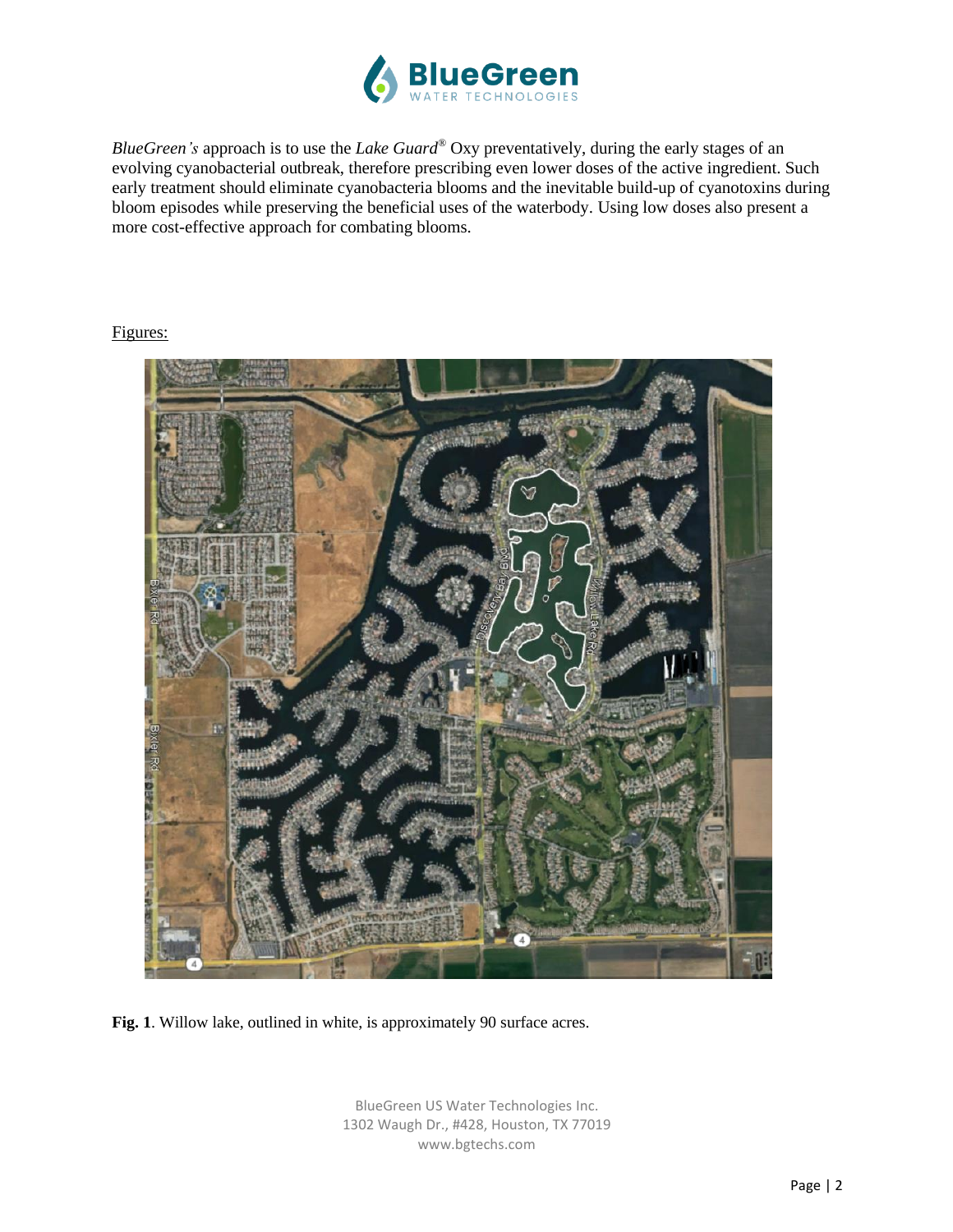*BlueGreen's* approach is to use the *Lake Guard*® Oxy preventatively, during the early stages of an evolving cyanobacterial outbreak, therefore prescribing even lower doses of the active ingredient. Such early treatment should eliminate cyanobacteria blooms and the inevitable build-up of cyanotoxins during bloom episodes while preserving the beneficial uses of the waterbody. Using low doses also present a more cost-effective approach for combating blooms.

Figures:

**Fig. 1**. Willow lake, outlined in white, is approximately 90 surface acres.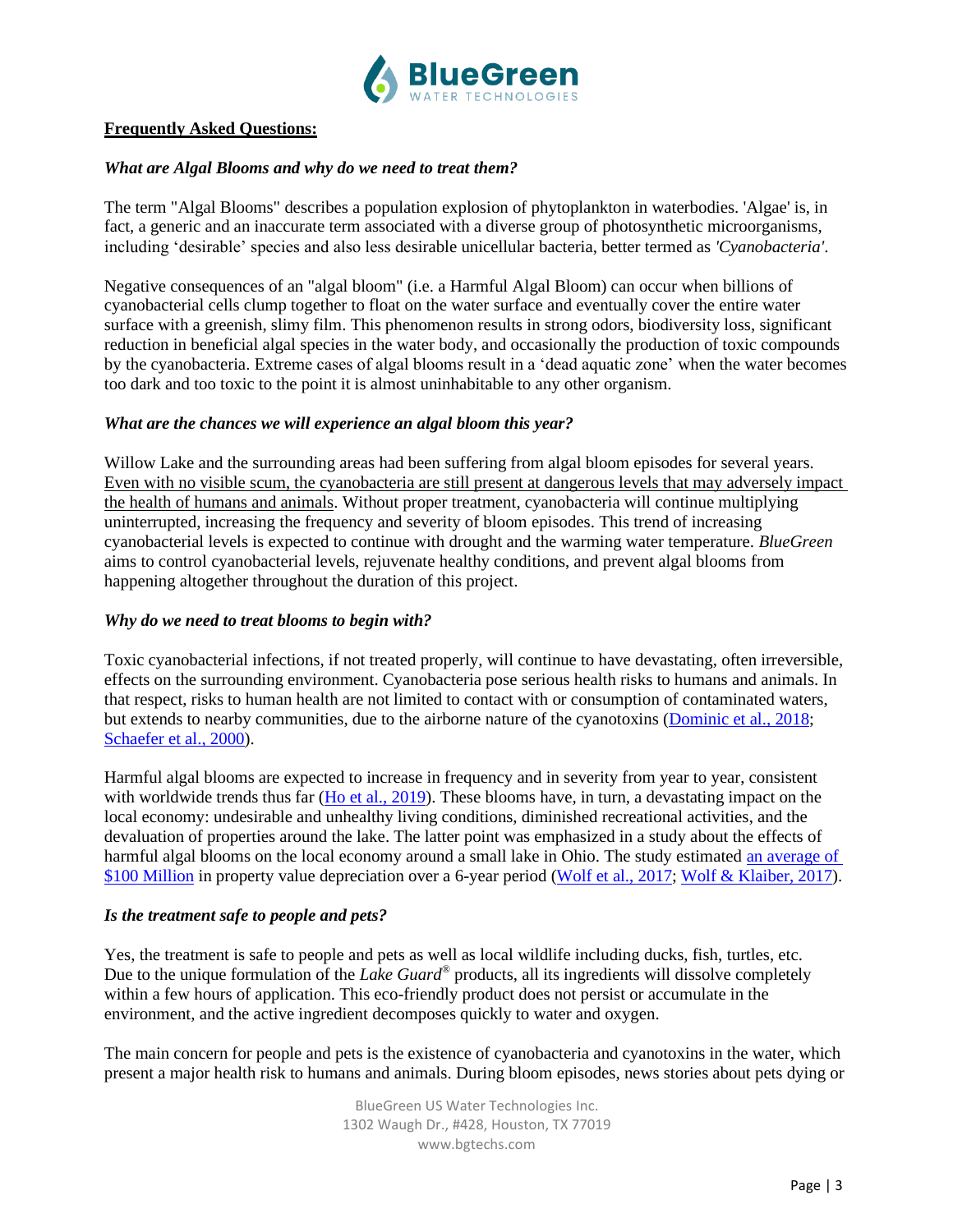**Frequently Asked Questions:**

***What are Algal Blooms and why do we need to treat them?***

The term "Algal Blooms" describes a population explosion of phytoplankton in waterbodies. 'Algae' is, in fact, a generic and an inaccurate term associated with a diverse group of photosynthetic microorganisms, including 'desirable' species and also less desirable unicellular bacteria, better termed as *'Cyanobacteria'*.

Negative consequences of an "algal bloom" (i.e. a Harmful Algal Bloom) can occur when billions of cyanobacterial cells clump together to float on the water surface and eventually cover the entire water surface with a greenish, slimy film. This phenomenon results in strong odors, biodiversity loss, significant reduction in beneficial algal species in the water body, and occasionally the production of toxic compounds by the cyanobacteria. Extreme cases of algal blooms result in a 'dead aquatic zone' when the water becomes too dark and too toxic to the point it is almost uninhabitable to any other organism.

***What are the chances we will experience an algal bloom this year?***

Willow Lake and the surrounding areas had been suffering from algal bloom episodes for several years. Even with no visible scum, the cyanobacteria are still present at dangerous levels that may adversely impact the health of humans and animals. Without proper treatment, cyanobacteria will continue multiplying uninterrupted, increasing the frequency and severity of bloom episodes. This trend of increasing cyanobacterial levels is expected to continue with drought and the warming water temperature. *BlueGreen* aims to control cyanobacterial levels, rejuvenate healthy conditions, and prevent algal blooms from happening altogether throughout the duration of this project.

***Why do we need to treat blooms to begin with?***

Toxic cyanobacterial infections, if not treated properly, will continue to have devastating, often irreversible, effects on the surrounding environment. Cyanobacteria pose serious health risks to humans and animals. In that respect, risks to human health are not limited to contact with or consumption of contaminated waters, but extends to nearby communities, due to the airborne nature of the cyanotoxins (Dominic et al., 2018; Schaefer et al., 2000).

Harmful algal blooms are expected to increase in frequency and in severity from year to year, consistent with worldwide trends thus far (Ho et al., 2019). These blooms have, in turn, a devastating impact on the local economy: undesirable and unhealthy living conditions, diminished recreational activities, and the devaluation of properties around the lake. The latter point was emphasized in a study about the effects of harmful algal blooms on the local economy around a small lake in Ohio. The study estimated an average of $100 Million in property value depreciation over a 6-year period (Wolf et al., 2017; Wolf & Klaiber, 2017).

***Is the treatment safe to people and pets?***

Yes, the treatment is safe to people and pets as well as local wildlife including ducks, fish, turtles, etc. Due to the unique formulation of the *Lake Guard*® products, all its ingredients will dissolve completely within a few hours of application. This eco-friendly product does not persist or accumulate in the environment, and the active ingredient decomposes quickly to water and oxygen.

The main concern for people and pets is the existence of cyanobacteria and cyanotoxins in the water, which present a major health risk to humans and animals. During bloom episodes, news stories about pets dying or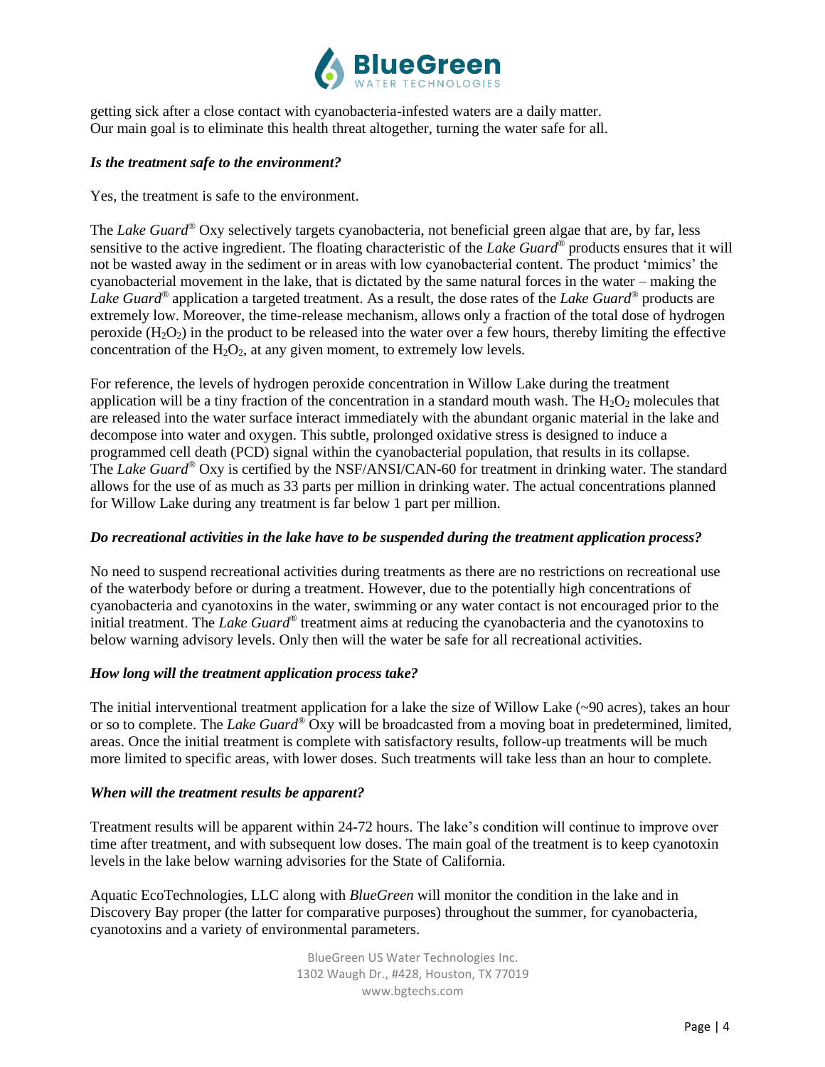getting sick after a close contact with cyanobacteria-infested waters are a daily matter. Our main goal is to eliminate this health threat altogether, turning the water safe for all.

***Is the treatment safe to the environment?***

Yes, the treatment is safe to the environment.

The *Lake Guard*® Oxy selectively targets cyanobacteria, not beneficial green algae that are, by far, less sensitive to the active ingredient. The floating characteristic of the *Lake Guard*® products ensures that it will not be wasted away in the sediment or in areas with low cyanobacterial content. The product 'mimics' the cyanobacterial movement in the lake, that is dictated by the same natural forces in the water – making the *Lake Guard*® application a targeted treatment. As a result, the dose rates of the *Lake Guard*® products are extremely low. Moreover, the time-release mechanism, allows only a fraction of the total dose of hydrogen peroxide ($H_2O_2$) in the product to be released into the water over a few hours, thereby limiting the effective concentration of the $H_2O_2$, at any given moment, to extremely low levels.

For reference, the levels of hydrogen peroxide concentration in Willow Lake during the treatment application will be a tiny fraction of the concentration in a standard mouth wash. The $H_2O_2$ molecules that are released into the water surface interact immediately with the abundant organic material in the lake and decompose into water and oxygen. This subtle, prolonged oxidative stress is designed to induce a programmed cell death (PCD) signal within the cyanobacterial population, that results in its collapse. The *Lake Guard*® Oxy is certified by the NSF/ANSI/CAN-60 for treatment in drinking water. The standard allows for the use of as much as 33 parts per million in drinking water. The actual concentrations planned for Willow Lake during any treatment is far below 1 part per million.

***Do recreational activities in the lake have to be suspended during the treatment application process?***

No need to suspend recreational activities during treatments as there are no restrictions on recreational use of the waterbody before or during a treatment. However, due to the potentially high concentrations of cyanobacteria and cyanotoxins in the water, swimming or any water contact is not encouraged prior to the initial treatment. The *Lake Guard*® treatment aims at reducing the cyanobacteria and the cyanotoxins to below warning advisory levels. Only then will the water be safe for all recreational activities.

***How long will the treatment application process take?***

The initial interventional treatment application for a lake the size of Willow Lake (~90 acres), takes an hour or so to complete. The *Lake Guard*® Oxy will be broadcasted from a moving boat in predetermined, limited, areas. Once the initial treatment is complete with satisfactory results, follow-up treatments will be much more limited to specific areas, with lower doses. Such treatments will take less than an hour to complete.

***When will the treatment results be apparent?***

Treatment results will be apparent within 24-72 hours. The lake's condition will continue to improve over time after treatment, and with subsequent low doses. The main goal of the treatment is to keep cyanotoxin levels in the lake below warning advisories for the State of California.

Aquatic EcoTechnologies, LLC along with *BlueGreen* will monitor the condition in the lake and in Discovery Bay proper (the latter for comparative purposes) throughout the summer, for cyanobacteria, cyanotoxins and a variety of environmental parameters.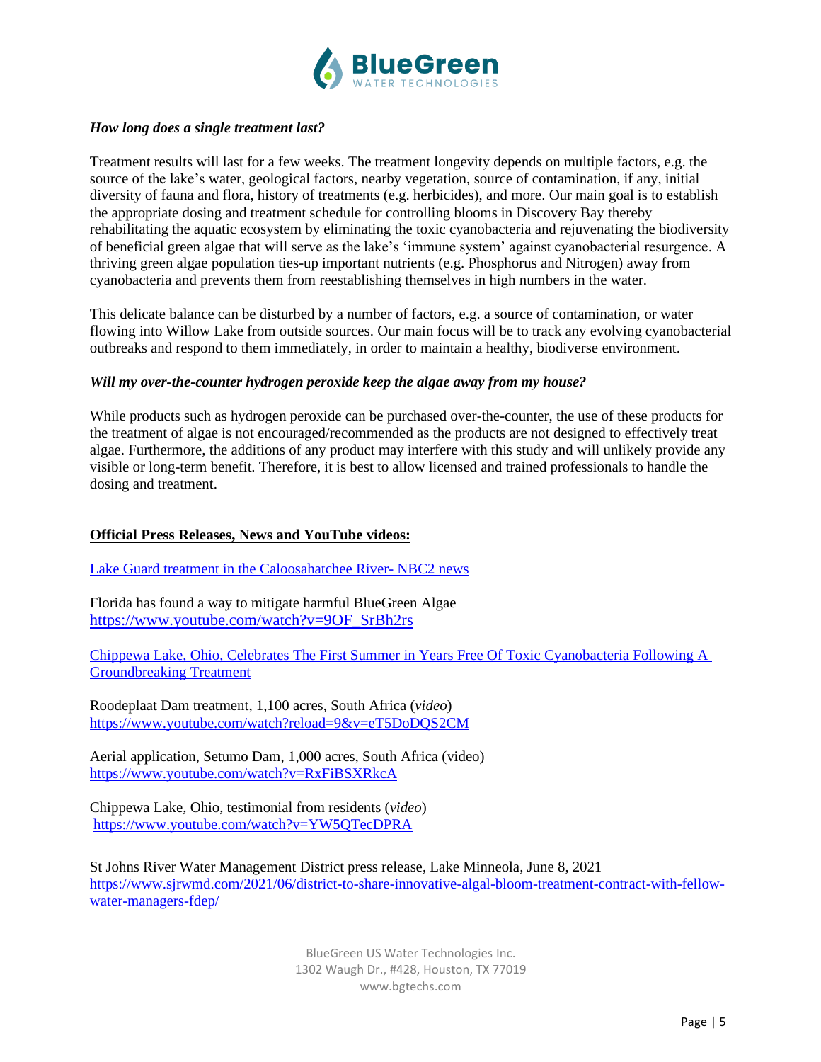***How long does a single treatment last?***

Treatment results will last for a few weeks. The treatment longevity depends on multiple factors, e.g. the source of the lake's water, geological factors, nearby vegetation, source of contamination, if any, initial diversity of fauna and flora, history of treatments (e.g. herbicides), and more. Our main goal is to establish the appropriate dosing and treatment schedule for controlling blooms in Discovery Bay thereby rehabilitating the aquatic ecosystem by eliminating the toxic cyanobacteria and rejuvenating the biodiversity of beneficial green algae that will serve as the lake's 'immune system' against cyanobacterial resurgence. A thriving green algae population ties-up important nutrients (e.g. Phosphorus and Nitrogen) away from cyanobacteria and prevents them from reestablishing themselves in high numbers in the water.

This delicate balance can be disturbed by a number of factors, e.g. a source of contamination, or water flowing into Willow Lake from outside sources. Our main focus will be to track any evolving cyanobacterial outbreaks and respond to them immediately, in order to maintain a healthy, biodiverse environment.

***Will my over-the-counter hydrogen peroxide keep the algae away from my house?***

While products such as hydrogen peroxide can be purchased over-the-counter, the use of these products for the treatment of algae is not encouraged/recommended as the products are not designed to effectively treat algae. Furthermore, the additions of any product may interfere with this study and will unlikely provide any visible or long-term benefit. Therefore, it is best to allow licensed and trained professionals to handle the dosing and treatment.

**Official Press Releases, News and YouTube videos:**

Lake Guard treatment in the Caloosahatchee River- NBC2 news

Florida has found a way to mitigate harmful BlueGreen Algae
https://www.youtube.com/watch?v=9OF_SrBh2rs

Chippewa Lake, Ohio, Celebrates The First Summer in Years Free Of Toxic Cyanobacteria Following A Groundbreaking Treatment

Roodeplaat Dam treatment, 1,100 acres, South Africa (*video*)
https://www.youtube.com/watch?reload=9&v=eT5DoDQS2CM

Aerial application, Setumo Dam, 1,000 acres, South Africa (video)
https://www.youtube.com/watch?v=RxFiBSXRkcA

Chippewa Lake, Ohio, testimonial from residents (*video*)
https://www.youtube.com/watch?v=YW5QTecDPRA

St Johns River Water Management District press release, Lake Minneola, June 8, 2021
https://www.sjrwmd.com/2021/06/district-to-share-innovative-algal-bloom-treatment-contract-with-fellow-water-managers-fdep/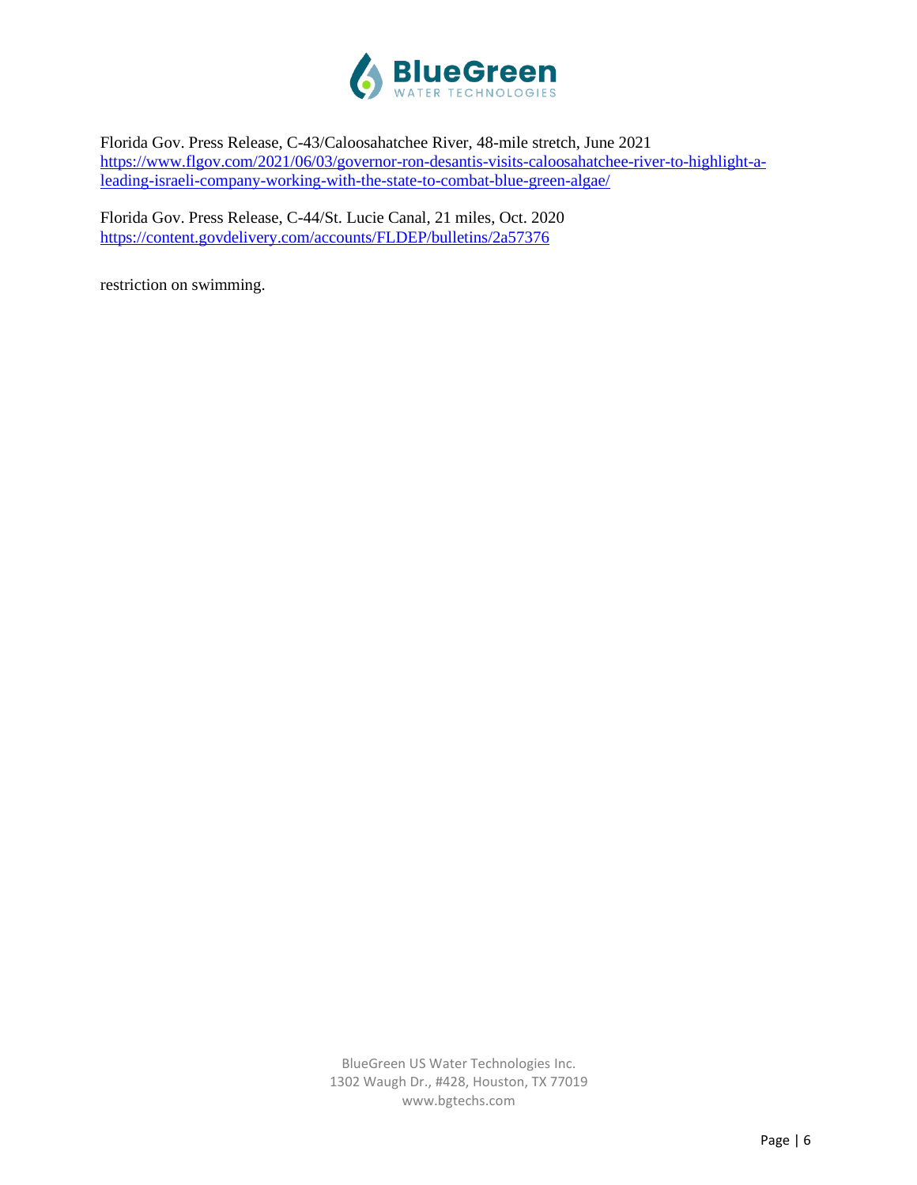Florida Gov. Press Release, C-43/Caloosahatchee River, 48-mile stretch, June 2021
https://www.flgov.com/2021/06/03/governor-ron-desantis-visits-caloosahatchee-river-to-highlight-a-leading-israeli-company-working-with-the-state-to-combat-blue-green-algae/

Florida Gov. Press Release, C-44/St. Lucie Canal, 21 miles, Oct. 2020
https://content.govdelivery.com/accounts/FLDEP/bulletins/2a57376

restriction on swimming.